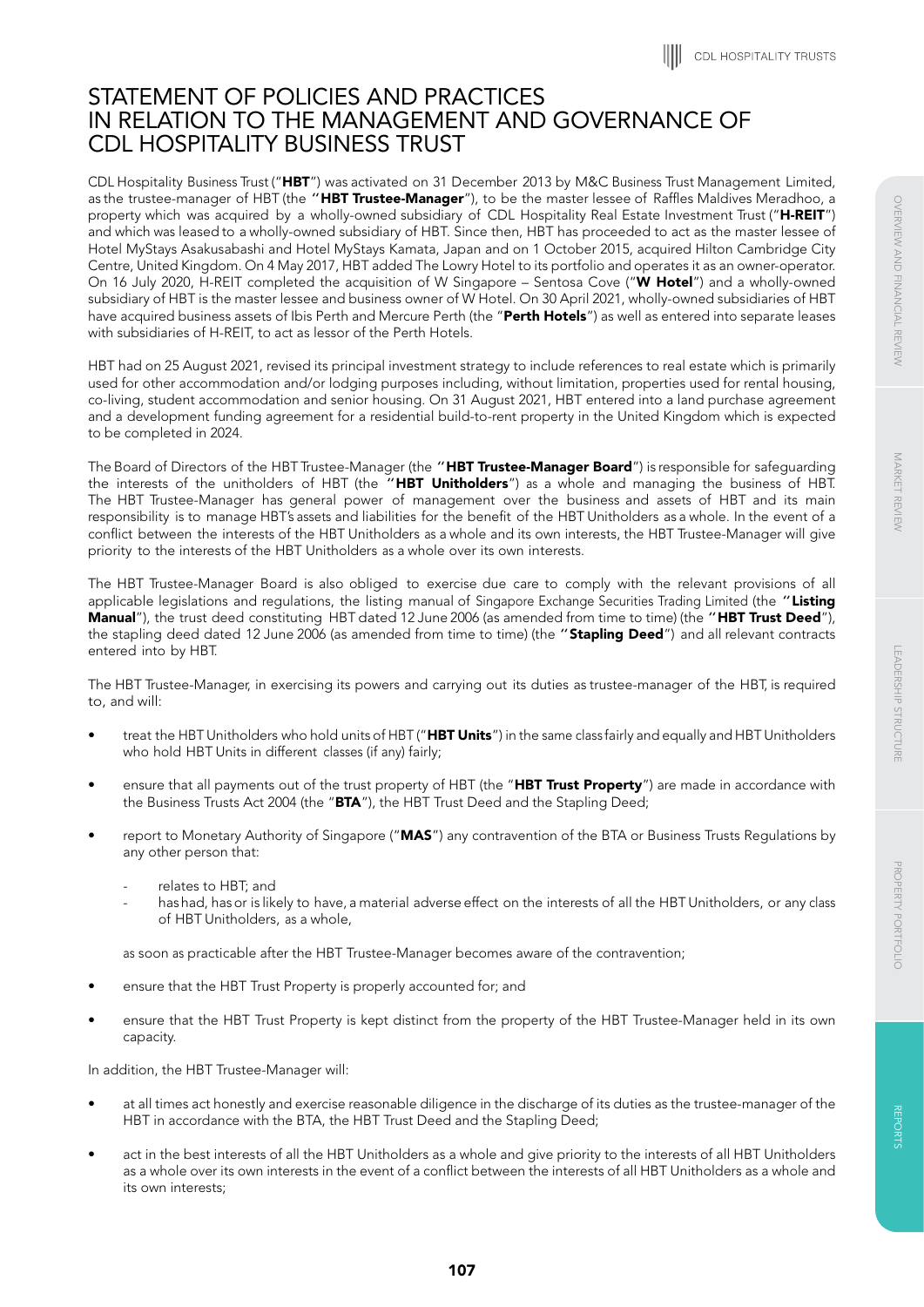# STATEMENT OF POLICIES AND PRACTICES IN RELATION TO THE MANAGEMENT AND GOVERNANCE OF CDL HOSPITALITY BUSINESS TRUST

CDL Hospitality Business Trust ("**HBT**") was activated on 31 December 2013 by M&C Business Trust Management Limited, as the trustee-manager of HBT (the "**HBT Trustee-Manager**"), to be the master lessee of Raffles Maldives Meradhoo, a property which was acquired by a wholly-owned subsidiary of CDL Hospitality Real Estate Investment Trust ("**H-REIT**") and which was leased to a wholly-owned subsidiary of HBT. Since then, HBT has proceeded to act as the master lessee of Hotel MyStays Asakusabashi and Hotel MyStays Kamata, Japan and on 1 October 2015, acquired Hilton Cambridge City Centre, United Kingdom. On 4 May 2017, HBT added The Lowry Hotel to its portfolio and operates it as an owner-operator. On 16 July 2020, H-REIT completed the acquisition of W Singapore – Sentosa Cove ("**W Hotel**") and a wholly-owned subsidiary of HBT is the master lessee and business owner of W Hotel. On 30 April 2021, wholly-owned subsidiaries of HBT have acquired business assets of Ibis Perth and Mercure Perth (the "**Perth Hotels**") as well as entered into separate leases with subsidiaries of H-REIT, to act as lessor of the Perth Hotels.

HBT had on 25 August 2021, revised its principal investment strategy to include references to real estate which is primarily used for other accommodation and/or lodging purposes including, without limitation, properties used for rental housing, co-living, student accommodation and senior housing. On 31 August 2021, HBT entered into a land purchase agreement and a development funding agreement for a residential build-to-rent property in the United Kingdom which is expected to be completed in 2024.

The Board of Directors of the HBT Trustee-Manager (the "**HBT Trustee-Manager Board**") is responsible for safeguarding the interests of the unitholders of HBT (the "**HBT Unitholders**") as a whole and managing the business of HBT. The HBT Trustee-Manager has general power of management over the business and assets of HBT and its main responsibility is to manage HBT's assets and liabilities for the benefit of the HBT Unitholders as a whole. In the event of a conflict between the interests of the HBT Unitholders as a whole and its own interests, the HBT Trustee-Manager will give priority to the interests of the HBT Unitholders as a whole over its own interests.

The HBT Trustee-Manager Board is also obliged to exercise due care to comply with the relevant provisions of all applicable legislations and regulations, the listing manual of Singapore Exchange Securities Trading Limited (the "**Listing Manual**"), the trust deed constituting HBT dated 12 June 2006 (as amended from time to time) (the "**HBT Trust Deed**"), the stapling deed dated 12 June 2006 (as amended from time to time) (the "**Stapling Deed**") and all relevant contracts entered into by HBT.

The HBT Trustee-Manager, in exercising its powers and carrying out its duties as trustee-manager of the HBT, is required to, and will:

- treat the HBT Unitholders who hold units of HBT ("**HBT Units**") in the same class fairly and equally and HBT Unitholders who hold HBT Units in different classes (if any) fairly;
- ensure that all payments out of the trust property of HBT (the "**HBT Trust Property**") are made in accordance with the Business Trusts Act 2004 (the "**BTA**"), the HBT Trust Deed and the Stapling Deed;
- report to Monetary Authority of Singapore ("**MAS**") any contravention of the BTA or Business Trusts Regulations by any other person that:
  - relates to HBT; and
  - has had, has or is likely to have, a material adverse effect on the interests of all the HBT Unitholders, or any class of HBT Unitholders, as a whole,

  as soon as practicable after the HBT Trustee-Manager becomes aware of the contravention;
- ensure that the HBT Trust Property is properly accounted for; and
- ensure that the HBT Trust Property is kept distinct from the property of the HBT Trustee-Manager held in its own capacity.

In addition, the HBT Trustee-Manager will:

- at all times act honestly and exercise reasonable diligence in the discharge of its duties as the trustee-manager of the HBT in accordance with the BTA, the HBT Trust Deed and the Stapling Deed;
- act in the best interests of all the HBT Unitholders as a whole and give priority to the interests of all HBT Unitholders as a whole over its own interests in the event of a conflict between the interests of all HBT Unitholders as a whole and its own interests;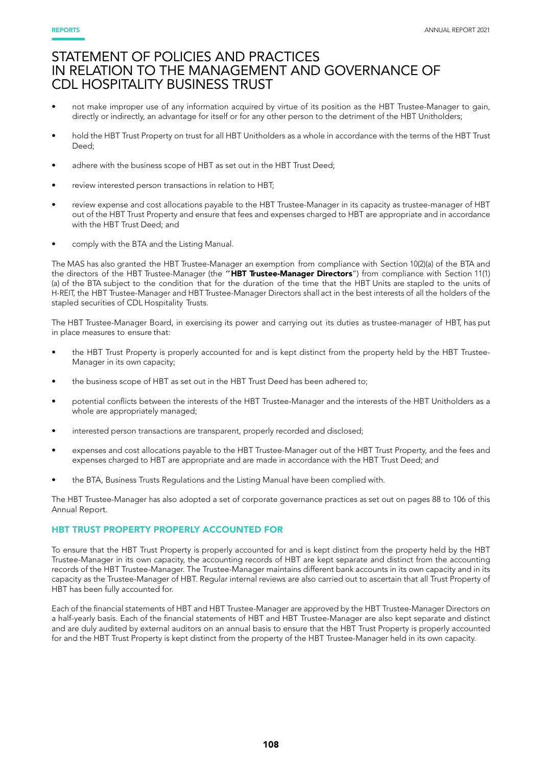# STATEMENT OF POLICIES AND PRACTICES IN RELATION TO THE MANAGEMENT AND GOVERNANCE OF CDL HOSPITALITY BUSINESS TRUST

- not make improper use of any information acquired by virtue of its position as the HBT Trustee-Manager to gain, directly or indirectly, an advantage for itself or for any other person to the detriment of the HBT Unitholders;
- hold the HBT Trust Property on trust for all HBT Unitholders as a whole in accordance with the terms of the HBT Trust Deed;
- adhere with the business scope of HBT as set out in the HBT Trust Deed;
- review interested person transactions in relation to HBT;
- review expense and cost allocations payable to the HBT Trustee-Manager in its capacity as trustee-manager of HBT out of the HBT Trust Property and ensure that fees and expenses charged to HBT are appropriate and in accordance with the HBT Trust Deed; and
- comply with the BTA and the Listing Manual.

The MAS has also granted the HBT Trustee-Manager an exemption from compliance with Section 10(2)(a) of the BTA and the directors of the HBT Trustee-Manager (the "**HBT Trustee-Manager Directors**") from compliance with Section 11(1)(a) of the BTA subject to the condition that for the duration of the time that the HBT Units are stapled to the units of H-REIT, the HBT Trustee-Manager and HBT Trustee-Manager Directors shall act in the best interests of all the holders of the stapled securities of CDL Hospitality Trusts.

The HBT Trustee-Manager Board, in exercising its power and carrying out its duties as trustee-manager of HBT, has put in place measures to ensure that:

- the HBT Trust Property is properly accounted for and is kept distinct from the property held by the HBT Trustee-Manager in its own capacity;
- the business scope of HBT as set out in the HBT Trust Deed has been adhered to;
- potential conflicts between the interests of the HBT Trustee-Manager and the interests of the HBT Unitholders as a whole are appropriately managed;
- interested person transactions are transparent, properly recorded and disclosed;
- expenses and cost allocations payable to the HBT Trustee-Manager out of the HBT Trust Property, and the fees and expenses charged to HBT are appropriate and are made in accordance with the HBT Trust Deed; and
- the BTA, Business Trusts Regulations and the Listing Manual have been complied with.

The HBT Trustee-Manager has also adopted a set of corporate governance practices as set out on pages 88 to 106 of this Annual Report.

## HBT TRUST PROPERTY PROPERLY ACCOUNTED FOR

To ensure that the HBT Trust Property is properly accounted for and is kept distinct from the property held by the HBT Trustee-Manager in its own capacity, the accounting records of HBT are kept separate and distinct from the accounting records of the HBT Trustee-Manager. The Trustee-Manager maintains different bank accounts in its own capacity and in its capacity as the Trustee-Manager of HBT. Regular internal reviews are also carried out to ascertain that all Trust Property of HBT has been fully accounted for.

Each of the financial statements of HBT and HBT Trustee-Manager are approved by the HBT Trustee-Manager Directors on a half-yearly basis. Each of the financial statements of HBT and HBT Trustee-Manager are also kept separate and distinct and are duly audited by external auditors on an annual basis to ensure that the HBT Trust Property is properly accounted for and the HBT Trust Property is kept distinct from the property of the HBT Trustee-Manager held in its own capacity.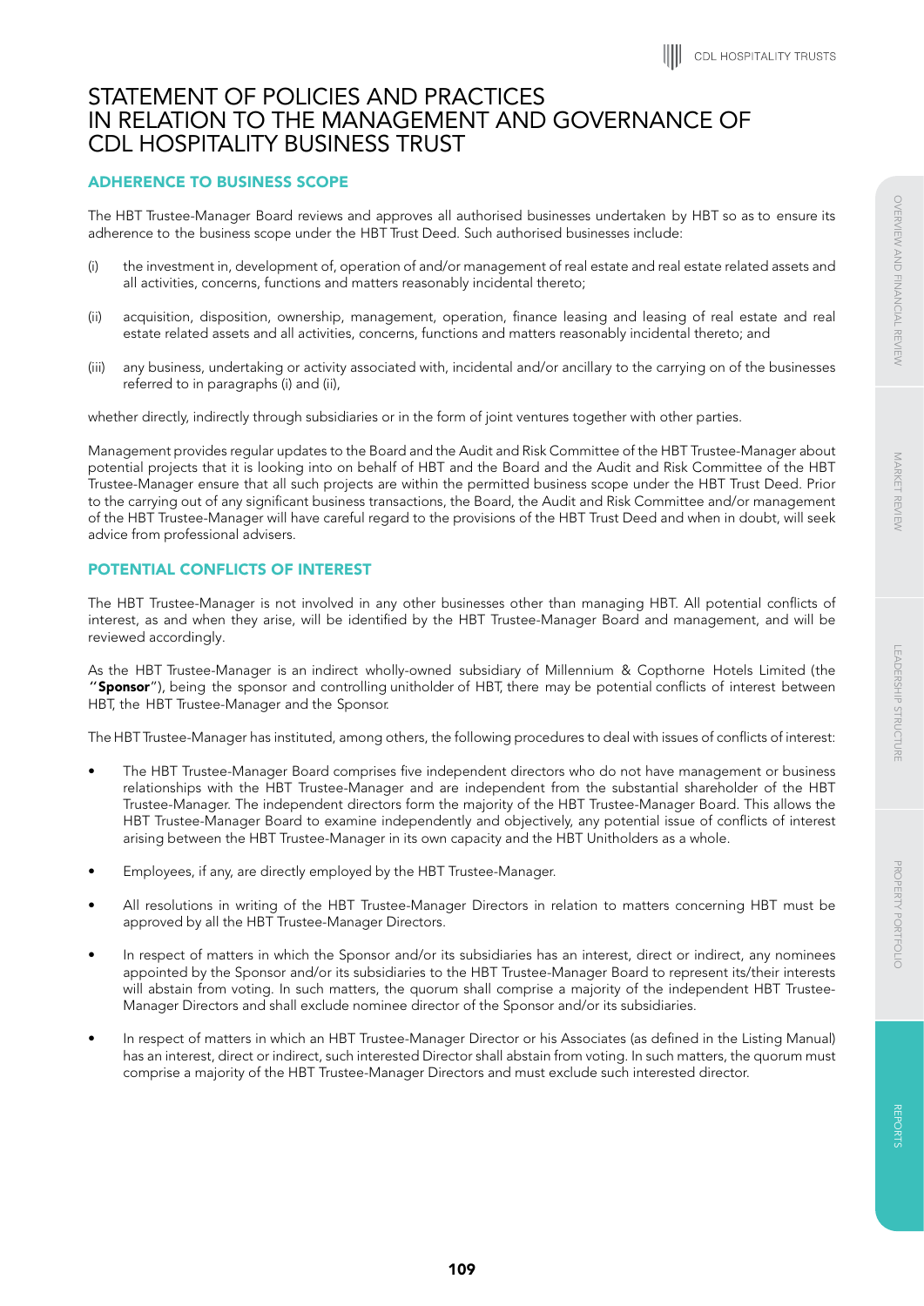# STATEMENT OF POLICIES AND PRACTICES IN RELATION TO THE MANAGEMENT AND GOVERNANCE OF CDL HOSPITALITY BUSINESS TRUST

## ADHERENCE TO BUSINESS SCOPE

The HBT Trustee-Manager Board reviews and approves all authorised businesses undertaken by HBT so as to ensure its adherence to the business scope under the HBT Trust Deed. Such authorised businesses include:

(i) the investment in, development of, operation of and/or management of real estate and real estate related assets and all activities, concerns, functions and matters reasonably incidental thereto;

(ii) acquisition, disposition, ownership, management, operation, finance leasing and leasing of real estate and real estate related assets and all activities, concerns, functions and matters reasonably incidental thereto; and

(iii) any business, undertaking or activity associated with, incidental and/or ancillary to the carrying on of the businesses referred to in paragraphs (i) and (ii),

whether directly, indirectly through subsidiaries or in the form of joint ventures together with other parties.

Management provides regular updates to the Board and the Audit and Risk Committee of the HBT Trustee-Manager about potential projects that it is looking into on behalf of HBT and the Board and the Audit and Risk Committee of the HBT Trustee-Manager ensure that all such projects are within the permitted business scope under the HBT Trust Deed. Prior to the carrying out of any significant business transactions, the Board, the Audit and Risk Committee and/or management of the HBT Trustee-Manager will have careful regard to the provisions of the HBT Trust Deed and when in doubt, will seek advice from professional advisers.

## POTENTIAL CONFLICTS OF INTEREST

The HBT Trustee-Manager is not involved in any other businesses other than managing HBT. All potential conflicts of interest, as and when they arise, will be identified by the HBT Trustee-Manager Board and management, and will be reviewed accordingly.

As the HBT Trustee-Manager is an indirect wholly-owned subsidiary of Millennium & Copthorne Hotels Limited (the "**Sponsor**"), being the sponsor and controlling unitholder of HBT, there may be potential conflicts of interest between HBT, the HBT Trustee-Manager and the Sponsor.

The HBT Trustee-Manager has instituted, among others, the following procedures to deal with issues of conflicts of interest:

- The HBT Trustee-Manager Board comprises five independent directors who do not have management or business relationships with the HBT Trustee-Manager and are independent from the substantial shareholder of the HBT Trustee-Manager. The independent directors form the majority of the HBT Trustee-Manager Board. This allows the HBT Trustee-Manager Board to examine independently and objectively, any potential issue of conflicts of interest arising between the HBT Trustee-Manager in its own capacity and the HBT Unitholders as a whole.

- Employees, if any, are directly employed by the HBT Trustee-Manager.

- All resolutions in writing of the HBT Trustee-Manager Directors in relation to matters concerning HBT must be approved by all the HBT Trustee-Manager Directors.

- In respect of matters in which the Sponsor and/or its subsidiaries has an interest, direct or indirect, any nominees appointed by the Sponsor and/or its subsidiaries to the HBT Trustee-Manager Board to represent its/their interests will abstain from voting. In such matters, the quorum shall comprise a majority of the independent HBT Trustee-Manager Directors and shall exclude nominee director of the Sponsor and/or its subsidiaries.

- In respect of matters in which an HBT Trustee-Manager Director or his Associates (as defined in the Listing Manual) has an interest, direct or indirect, such interested Director shall abstain from voting. In such matters, the quorum must comprise a majority of the HBT Trustee-Manager Directors and must exclude such interested director.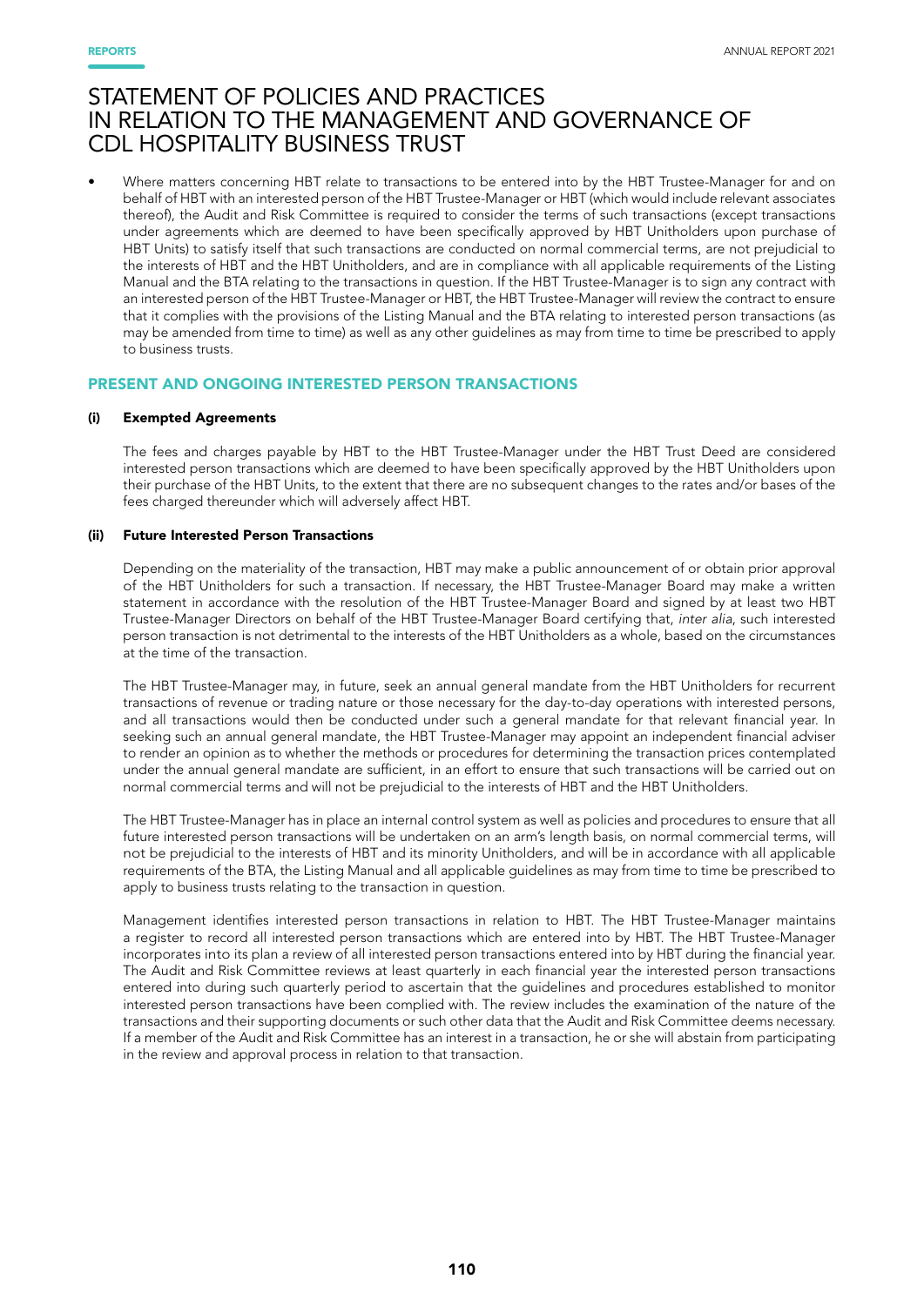# STATEMENT OF POLICIES AND PRACTICES IN RELATION TO THE MANAGEMENT AND GOVERNANCE OF CDL HOSPITALITY BUSINESS TRUST

- Where matters concerning HBT relate to transactions to be entered into by the HBT Trustee-Manager for and on behalf of HBT with an interested person of the HBT Trustee-Manager or HBT (which would include relevant associates thereof), the Audit and Risk Committee is required to consider the terms of such transactions (except transactions under agreements which are deemed to have been specifically approved by HBT Unitholders upon purchase of HBT Units) to satisfy itself that such transactions are conducted on normal commercial terms, are not prejudicial to the interests of HBT and the HBT Unitholders, and are in compliance with all applicable requirements of the Listing Manual and the BTA relating to the transactions in question. If the HBT Trustee-Manager is to sign any contract with an interested person of the HBT Trustee-Manager or HBT, the HBT Trustee-Manager will review the contract to ensure that it complies with the provisions of the Listing Manual and the BTA relating to interested person transactions (as may be amended from time to time) as well as any other guidelines as may from time to time be prescribed to apply to business trusts.

## PRESENT AND ONGOING INTERESTED PERSON TRANSACTIONS

### (i) Exempted Agreements

The fees and charges payable by HBT to the HBT Trustee-Manager under the HBT Trust Deed are considered interested person transactions which are deemed to have been specifically approved by the HBT Unitholders upon their purchase of the HBT Units, to the extent that there are no subsequent changes to the rates and/or bases of the fees charged thereunder which will adversely affect HBT.

### (ii) Future Interested Person Transactions

Depending on the materiality of the transaction, HBT may make a public announcement of or obtain prior approval of the HBT Unitholders for such a transaction. If necessary, the HBT Trustee-Manager Board may make a written statement in accordance with the resolution of the HBT Trustee-Manager Board and signed by at least two HBT Trustee-Manager Directors on behalf of the HBT Trustee-Manager Board certifying that, *inter alia*, such interested person transaction is not detrimental to the interests of the HBT Unitholders as a whole, based on the circumstances at the time of the transaction.

The HBT Trustee-Manager may, in future, seek an annual general mandate from the HBT Unitholders for recurrent transactions of revenue or trading nature or those necessary for the day-to-day operations with interested persons, and all transactions would then be conducted under such a general mandate for that relevant financial year. In seeking such an annual general mandate, the HBT Trustee-Manager may appoint an independent financial adviser to render an opinion as to whether the methods or procedures for determining the transaction prices contemplated under the annual general mandate are sufficient, in an effort to ensure that such transactions will be carried out on normal commercial terms and will not be prejudicial to the interests of HBT and the HBT Unitholders.

The HBT Trustee-Manager has in place an internal control system as well as policies and procedures to ensure that all future interested person transactions will be undertaken on an arm's length basis, on normal commercial terms, will not be prejudicial to the interests of HBT and its minority Unitholders, and will be in accordance with all applicable requirements of the BTA, the Listing Manual and all applicable guidelines as may from time to time be prescribed to apply to business trusts relating to the transaction in question.

Management identifies interested person transactions in relation to HBT. The HBT Trustee-Manager maintains a register to record all interested person transactions which are entered into by HBT. The HBT Trustee-Manager incorporates into its plan a review of all interested person transactions entered into by HBT during the financial year. The Audit and Risk Committee reviews at least quarterly in each financial year the interested person transactions entered into during such quarterly period to ascertain that the guidelines and procedures established to monitor interested person transactions have been complied with. The review includes the examination of the nature of the transactions and their supporting documents or such other data that the Audit and Risk Committee deems necessary. If a member of the Audit and Risk Committee has an interest in a transaction, he or she will abstain from participating in the review and approval process in relation to that transaction.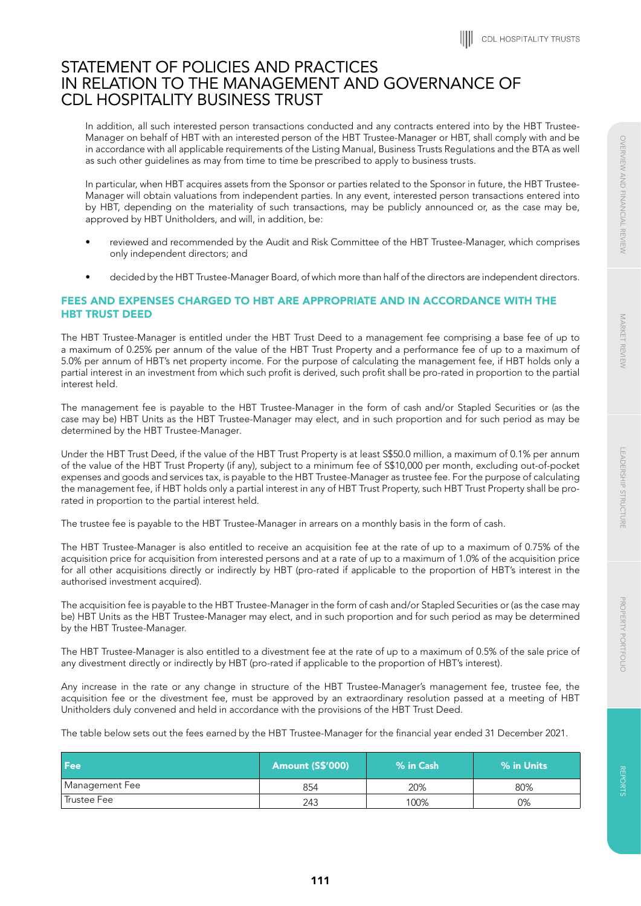# STATEMENT OF POLICIES AND PRACTICES IN RELATION TO THE MANAGEMENT AND GOVERNANCE OF CDL HOSPITALITY BUSINESS TRUST

In addition, all such interested person transactions conducted and any contracts entered into by the HBT Trustee-Manager on behalf of HBT with an interested person of the HBT Trustee-Manager or HBT, shall comply with and be in accordance with all applicable requirements of the Listing Manual, Business Trusts Regulations and the BTA as well as such other guidelines as may from time to time be prescribed to apply to business trusts.

In particular, when HBT acquires assets from the Sponsor or parties related to the Sponsor in future, the HBT Trustee-Manager will obtain valuations from independent parties. In any event, interested person transactions entered into by HBT, depending on the materiality of such transactions, may be publicly announced or, as the case may be, approved by HBT Unitholders, and will, in addition, be:

- reviewed and recommended by the Audit and Risk Committee of the HBT Trustee-Manager, which comprises only independent directors; and
- decided by the HBT Trustee-Manager Board, of which more than half of the directors are independent directors.

## FEES AND EXPENSES CHARGED TO HBT ARE APPROPRIATE AND IN ACCORDANCE WITH THE HBT TRUST DEED

The HBT Trustee-Manager is entitled under the HBT Trust Deed to a management fee comprising a base fee of up to a maximum of 0.25% per annum of the value of the HBT Trust Property and a performance fee of up to a maximum of 5.0% per annum of HBT's net property income. For the purpose of calculating the management fee, if HBT holds only a partial interest in an investment from which such profit is derived, such profit shall be pro-rated in proportion to the partial interest held.

The management fee is payable to the HBT Trustee-Manager in the form of cash and/or Stapled Securities or (as the case may be) HBT Units as the HBT Trustee-Manager may elect, and in such proportion and for such period as may be determined by the HBT Trustee-Manager.

Under the HBT Trust Deed, if the value of the HBT Trust Property is at least S$50.0 million, a maximum of 0.1% per annum of the value of the HBT Trust Property (if any), subject to a minimum fee of S$10,000 per month, excluding out-of-pocket expenses and goods and services tax, is payable to the HBT Trustee-Manager as trustee fee. For the purpose of calculating the management fee, if HBT holds only a partial interest in any of HBT Trust Property, such HBT Trust Property shall be pro-rated in proportion to the partial interest held.

The trustee fee is payable to the HBT Trustee-Manager in arrears on a monthly basis in the form of cash.

The HBT Trustee-Manager is also entitled to receive an acquisition fee at the rate of up to a maximum of 0.75% of the acquisition price for acquisition from interested persons and at a rate of up to a maximum of 1.0% of the acquisition price for all other acquisitions directly or indirectly by HBT (pro-rated if applicable to the proportion of HBT's interest in the authorised investment acquired).

The acquisition fee is payable to the HBT Trustee-Manager in the form of cash and/or Stapled Securities or (as the case may be) HBT Units as the HBT Trustee-Manager may elect, and in such proportion and for such period as may be determined by the HBT Trustee-Manager.

The HBT Trustee-Manager is also entitled to a divestment fee at the rate of up to a maximum of 0.5% of the sale price of any divestment directly or indirectly by HBT (pro-rated if applicable to the proportion of HBT's interest).

Any increase in the rate or any change in structure of the HBT Trustee-Manager's management fee, trustee fee, the acquisition fee or the divestment fee, must be approved by an extraordinary resolution passed at a meeting of HBT Unitholders duly convened and held in accordance with the provisions of the HBT Trust Deed.

The table below sets out the fees earned by the HBT Trustee-Manager for the financial year ended 31 December 2021.

| Fee | Amount (S$'000) | % in Cash | % in Units |
|---|---|---|---|
| Management Fee | 854 | 20% | 80% |
| Trustee Fee | 243 | 100% | 0% |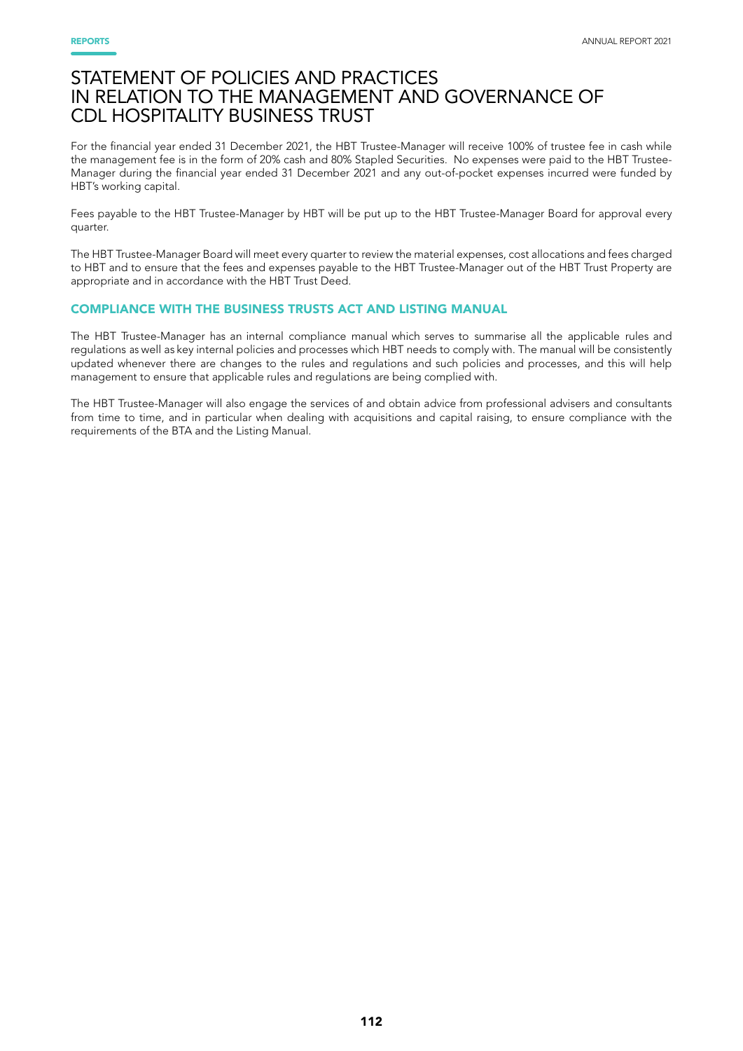# STATEMENT OF POLICIES AND PRACTICES IN RELATION TO THE MANAGEMENT AND GOVERNANCE OF CDL HOSPITALITY BUSINESS TRUST

For the financial year ended 31 December 2021, the HBT Trustee-Manager will receive 100% of trustee fee in cash while the management fee is in the form of 20% cash and 80% Stapled Securities. No expenses were paid to the HBT Trustee-Manager during the financial year ended 31 December 2021 and any out-of-pocket expenses incurred were funded by HBT's working capital.

Fees payable to the HBT Trustee-Manager by HBT will be put up to the HBT Trustee-Manager Board for approval every quarter.

The HBT Trustee-Manager Board will meet every quarter to review the material expenses, cost allocations and fees charged to HBT and to ensure that the fees and expenses payable to the HBT Trustee-Manager out of the HBT Trust Property are appropriate and in accordance with the HBT Trust Deed.

## COMPLIANCE WITH THE BUSINESS TRUSTS ACT AND LISTING MANUAL

The HBT Trustee-Manager has an internal compliance manual which serves to summarise all the applicable rules and regulations as well as key internal policies and processes which HBT needs to comply with. The manual will be consistently updated whenever there are changes to the rules and regulations and such policies and processes, and this will help management to ensure that applicable rules and regulations are being complied with.

The HBT Trustee-Manager will also engage the services of and obtain advice from professional advisers and consultants from time to time, and in particular when dealing with acquisitions and capital raising, to ensure compliance with the requirements of the BTA and the Listing Manual.